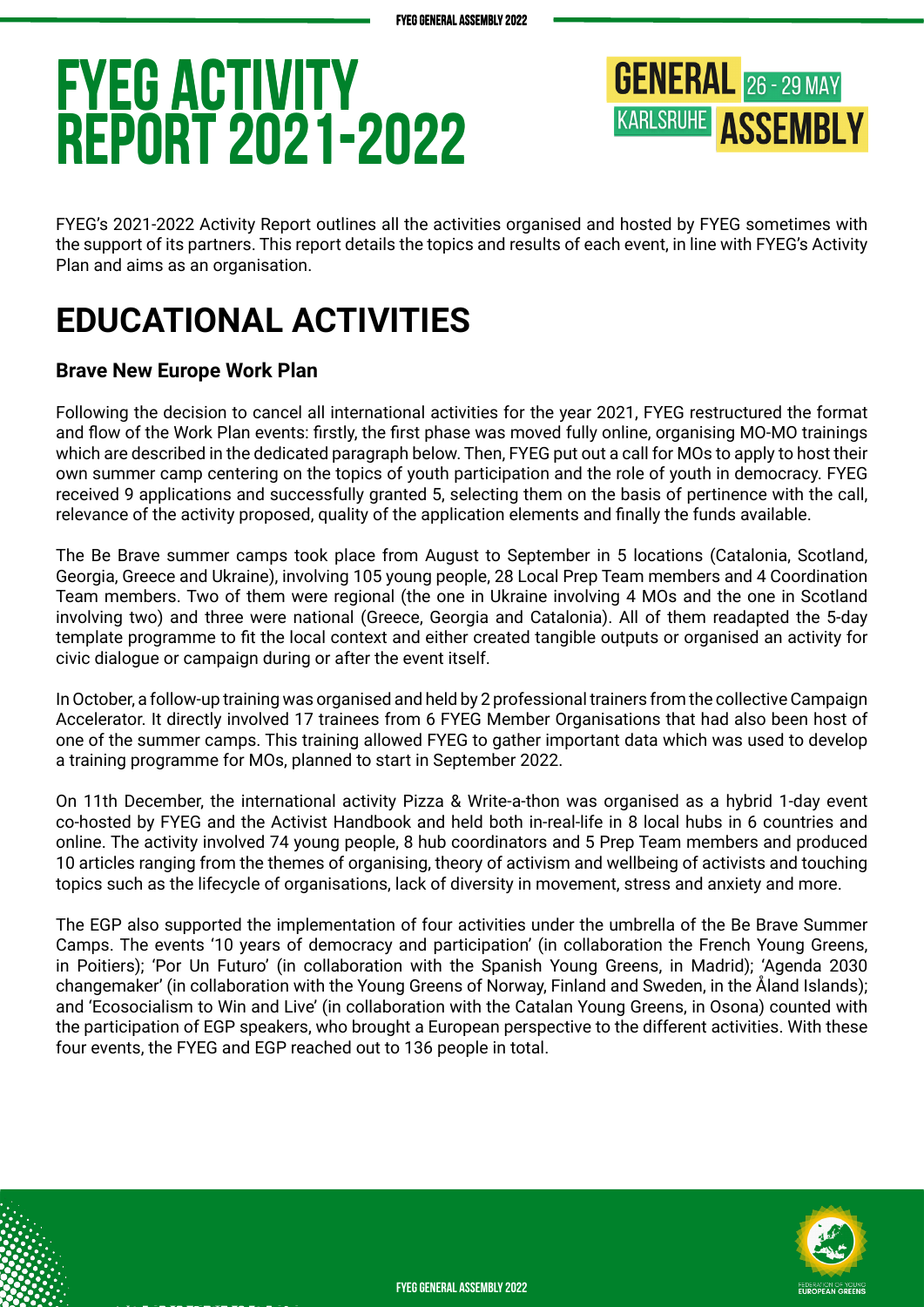# FYEG ACTIVITY REPORT 2021-2022

GENERAL ASSEMBLY 26 - 29 MAY KARLSRUHE

FYEG's 2021-2022 Activity Report outlines all the activities organised and hosted by FYEG sometimes with the support of its partners. This report details the topics and results of each event, in line with FYEG's Activity Plan and aims as an organisation.

## EDUCATIONAL ACTIVITIES

### Brave New Europe Work Plan

Following the decision to cancel all international activities for the year 2021, FYEG restructured the format and flow of the Work Plan events: firstly, the first phase was moved fully online, organising MO-MO trainings which are described in the dedicated paragraph below. Then, FYEG put out a call for MOs to apply to host their own summer camp centering on the topics of youth participation and the role of youth in democracy. FYEG received 9 applications and successfully granted 5, selecting them on the basis of pertinence with the call, relevance of the activity proposed, quality of the application elements and finally the funds available.

The Be Brave summer camps took place from August to September in 5 locations (Catalonia, Scotland, Georgia, Greece and Ukraine), involving 105 young people, 28 Local Prep Team members and 4 Coordination Team members. Two of them were regional (the one in Ukraine involving 4 MOs and the one in Scotland involving two) and three were national (Greece, Georgia and Catalonia). All of them readapted the 5-day template programme to fit the local context and either created tangible outputs or organised an activity for civic dialogue or campaign during or after the event itself.

In October, a follow-up training was organised and held by 2 professional trainers from the collective Campaign Accelerator. It directly involved 17 trainees from 6 FYEG Member Organisations that had also been host of one of the summer camps. This training allowed FYEG to gather important data which was used to develop a training programme for MOs, planned to start in September 2022.

On 11th December, the international activity Pizza & Write-a-thon was organised as a hybrid 1-day event co-hosted by FYEG and the Activist Handbook and held both in-real-life in 8 local hubs in 6 countries and online. The activity involved 74 young people, 8 hub coordinators and 5 Prep Team members and produced 10 articles ranging from the themes of organising, theory of activism and wellbeing of activists and touching topics such as the lifecycle of organisations, lack of diversity in movement, stress and anxiety and more.

The EGP also supported the implementation of four activities under the umbrella of the Be Brave Summer Camps. The events '10 years of democracy and participation' (in collaboration the French Young Greens, in Poitiers); 'Por Un Futuro' (in collaboration with the Spanish Young Greens, in Madrid); 'Agenda 2030 changemaker' (in collaboration with the Young Greens of Norway, Finland and Sweden, in the Åland Islands); and 'Ecosocialism to Win and Live' (in collaboration with the Catalan Young Greens, in Osona) counted with the participation of EGP speakers, who brought a European perspective to the different activities. With these four events, the FYEG and EGP reached out to 136 people in total.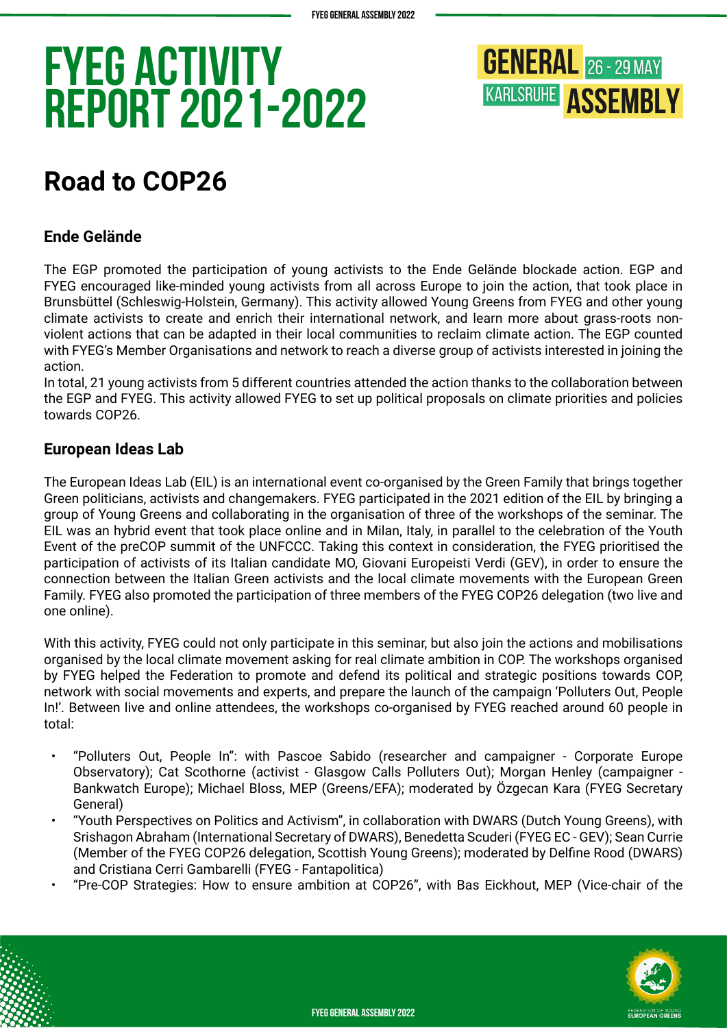# FYEG ACTIVITY REPORT 2021-2022

## Road to COP26

### Ende Gelände

The EGP promoted the participation of young activists to the Ende Gelände blockade action. EGP and FYEG encouraged like-minded young activists from all across Europe to join the action, that took place in Brunsbüttel (Schleswig-Holstein, Germany). This activity allowed Young Greens from FYEG and other young climate activists to create and enrich their international network, and learn more about grass-roots non-violent actions that can be adapted in their local communities to reclaim climate action. The EGP counted with FYEG's Member Organisations and network to reach a diverse group of activists interested in joining the action.
In total, 21 young activists from 5 different countries attended the action thanks to the collaboration between the EGP and FYEG. This activity allowed FYEG to set up political proposals on climate priorities and policies towards COP26.

### European Ideas Lab

The European Ideas Lab (EIL) is an international event co-organised by the Green Family that brings together Green politicians, activists and changemakers. FYEG participated in the 2021 edition of the EIL by bringing a group of Young Greens and collaborating in the organisation of three of the workshops of the seminar. The EIL was an hybrid event that took place online and in Milan, Italy, in parallel to the celebration of the Youth Event of the preCOP summit of the UNFCCC. Taking this context in consideration, the FYEG prioritised the participation of activists of its Italian candidate MO, Giovani Europeisti Verdi (GEV), in order to ensure the connection between the Italian Green activists and the local climate movements with the European Green Family. FYEG also promoted the participation of three members of the FYEG COP26 delegation (two live and one online).

With this activity, FYEG could not only participate in this seminar, but also join the actions and mobilisations organised by the local climate movement asking for real climate ambition in COP. The workshops organised by FYEG helped the Federation to promote and defend its political and strategic positions towards COP, network with social movements and experts, and prepare the launch of the campaign 'Polluters Out, People In!'. Between live and online attendees, the workshops co-organised by FYEG reached around 60 people in total:

- "Polluters Out, People In": with Pascoe Sabido (researcher and campaigner - Corporate Europe Observatory); Cat Scothorne (activist - Glasgow Calls Polluters Out); Morgan Henley (campaigner - Bankwatch Europe); Michael Bloss, MEP (Greens/EFA); moderated by Özgecan Kara (FYEG Secretary General)
- "Youth Perspectives on Politics and Activism", in collaboration with DWARS (Dutch Young Greens), with Srishagon Abraham (International Secretary of DWARS), Benedetta Scuderi (FYEG EC - GEV); Sean Currie (Member of the FYEG COP26 delegation, Scottish Young Greens); moderated by Delfine Rood (DWARS) and Cristiana Cerri Gambarelli (FYEG - Fantapolitica)
- "Pre-COP Strategies: How to ensure ambition at COP26", with Bas Eickhout, MEP (Vice-chair of the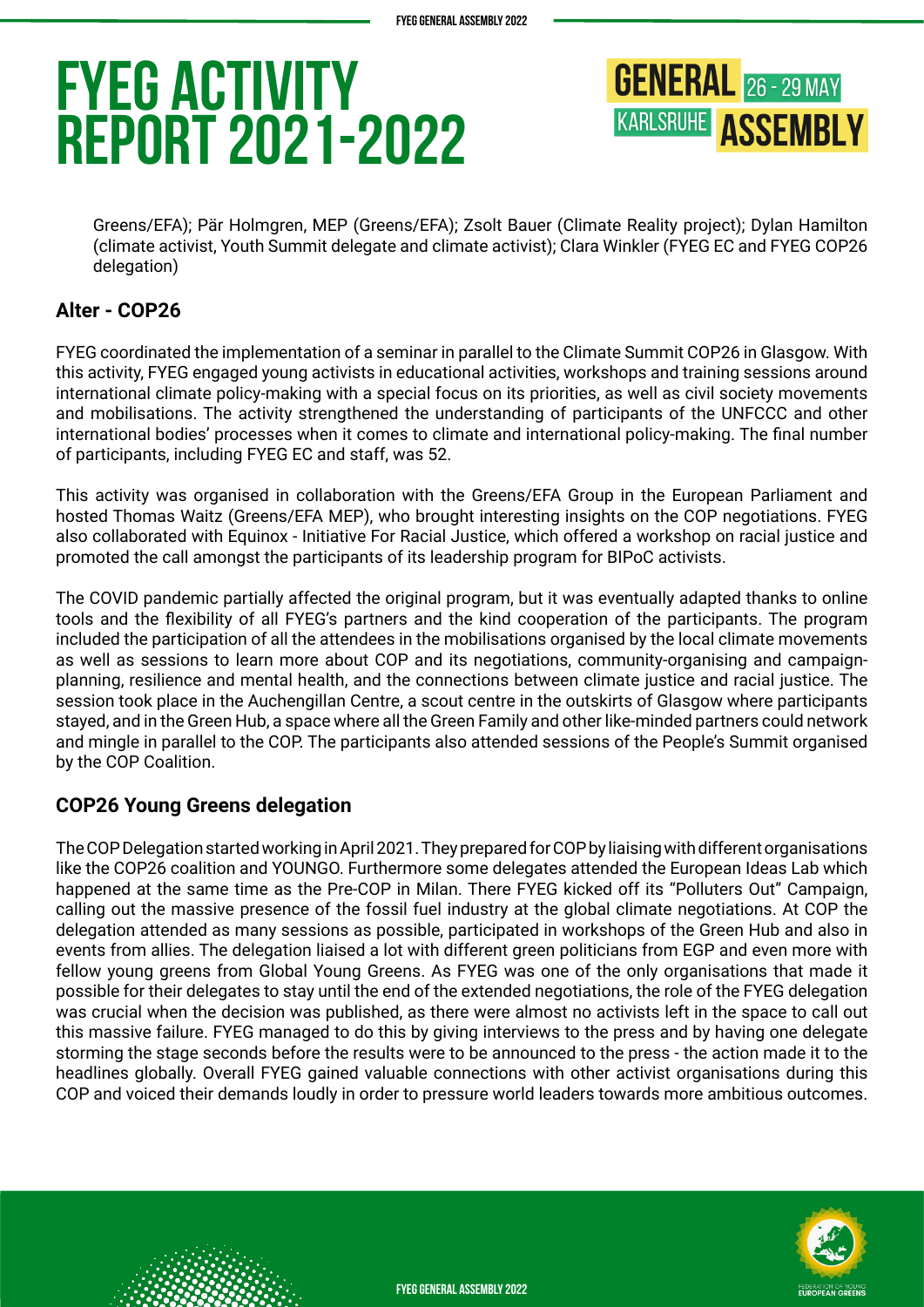Greens/EFA); Pär Holmgren, MEP (Greens/EFA); Zsolt Bauer (Climate Reality project); Dylan Hamilton (climate activist, Youth Summit delegate and climate activist); Clara Winkler (FYEG EC and FYEG COP26 delegation)

## Alter - COP26

FYEG coordinated the implementation of a seminar in parallel to the Climate Summit COP26 in Glasgow. With this activity, FYEG engaged young activists in educational activities, workshops and training sessions around international climate policy-making with a special focus on its priorities, as well as civil society movements and mobilisations. The activity strengthened the understanding of participants of the UNFCCC and other international bodies' processes when it comes to climate and international policy-making. The final number of participants, including FYEG EC and staff, was 52.

This activity was organised in collaboration with the Greens/EFA Group in the European Parliament and hosted Thomas Waitz (Greens/EFA MEP), who brought interesting insights on the COP negotiations. FYEG also collaborated with Equinox - Initiative For Racial Justice, which offered a workshop on racial justice and promoted the call amongst the participants of its leadership program for BIPoC activists.

The COVID pandemic partially affected the original program, but it was eventually adapted thanks to online tools and the flexibility of all FYEG's partners and the kind cooperation of the participants. The program included the participation of all the attendees in the mobilisations organised by the local climate movements as well as sessions to learn more about COP and its negotiations, community-organising and campaign-planning, resilience and mental health, and the connections between climate justice and racial justice. The session took place in the Auchengillan Centre, a scout centre in the outskirts of Glasgow where participants stayed, and in the Green Hub, a space where all the Green Family and other like-minded partners could network and mingle in parallel to the COP. The participants also attended sessions of the People's Summit organised by the COP Coalition.

## COP26 Young Greens delegation

The COP Delegation started working in April 2021. They prepared for COP by liaising with different organisations like the COP26 coalition and YOUNGO. Furthermore some delegates attended the European Ideas Lab which happened at the same time as the Pre-COP in Milan. There FYEG kicked off its "Polluters Out" Campaign, calling out the massive presence of the fossil fuel industry at the global climate negotiations. At COP the delegation attended as many sessions as possible, participated in workshops of the Green Hub and also in events from allies. The delegation liaised a lot with different green politicians from EGP and even more with fellow young greens from Global Young Greens. As FYEG was one of the only organisations that made it possible for their delegates to stay until the end of the extended negotiations, the role of the FYEG delegation was crucial when the decision was published, as there were almost no activists left in the space to call out this massive failure. FYEG managed to do this by giving interviews to the press and by having one delegate storming the stage seconds before the results were to be announced to the press - the action made it to the headlines globally. Overall FYEG gained valuable connections with other activist organisations during this COP and voiced their demands loudly in order to pressure world leaders towards more ambitious outcomes.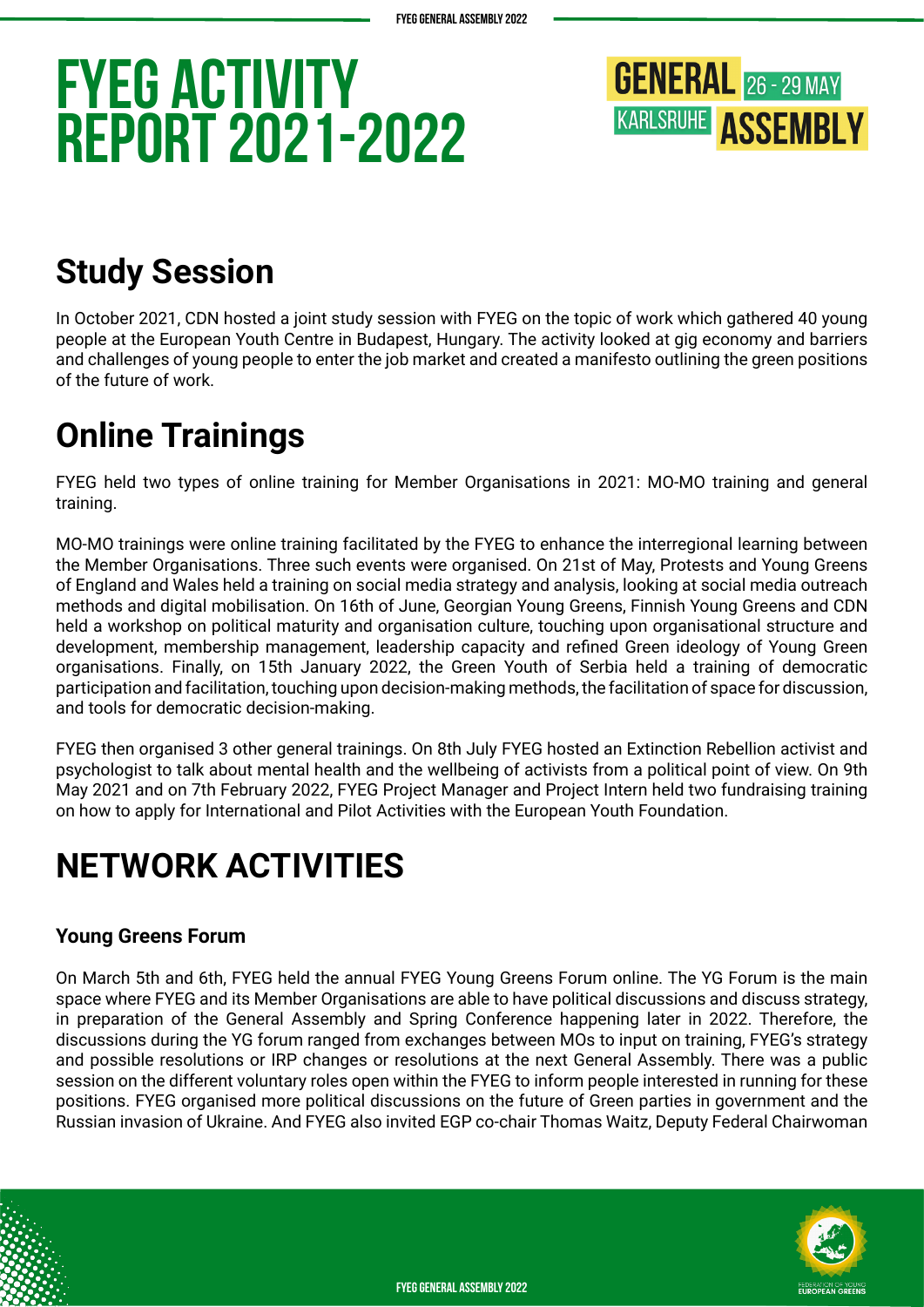# FYEG ACTIVITY REPORT 2021-2022

## Study Session

In October 2021, CDN hosted a joint study session with FYEG on the topic of work which gathered 40 young people at the European Youth Centre in Budapest, Hungary. The activity looked at gig economy and barriers and challenges of young people to enter the job market and created a manifesto outlining the green positions of the future of work.

## Online Trainings

FYEG held two types of online training for Member Organisations in 2021: MO-MO training and general training.

MO-MO trainings were online training facilitated by the FYEG to enhance the interregional learning between the Member Organisations. Three such events were organised. On 21st of May, Protests and Young Greens of England and Wales held a training on social media strategy and analysis, looking at social media outreach methods and digital mobilisation. On 16th of June, Georgian Young Greens, Finnish Young Greens and CDN held a workshop on political maturity and organisation culture, touching upon organisational structure and development, membership management, leadership capacity and refined Green ideology of Young Green organisations. Finally, on 15th January 2022, the Green Youth of Serbia held a training of democratic participation and facilitation, touching upon decision-making methods, the facilitation of space for discussion, and tools for democratic decision-making.

FYEG then organised 3 other general trainings. On 8th July FYEG hosted an Extinction Rebellion activist and psychologist to talk about mental health and the wellbeing of activists from a political point of view. On 9th May 2021 and on 7th February 2022, FYEG Project Manager and Project Intern held two fundraising training on how to apply for International and Pilot Activities with the European Youth Foundation.

## NETWORK ACTIVITIES

### Young Greens Forum

On March 5th and 6th, FYEG held the annual FYEG Young Greens Forum online. The YG Forum is the main space where FYEG and its Member Organisations are able to have political discussions and discuss strategy, in preparation of the General Assembly and Spring Conference happening later in 2022. Therefore, the discussions during the YG forum ranged from exchanges between MOs to input on training, FYEG's strategy and possible resolutions or IRP changes or resolutions at the next General Assembly. There was a public session on the different voluntary roles open within the FYEG to inform people interested in running for these positions. FYEG organised more political discussions on the future of Green parties in government and the Russian invasion of Ukraine. And FYEG also invited EGP co-chair Thomas Waitz, Deputy Federal Chairwoman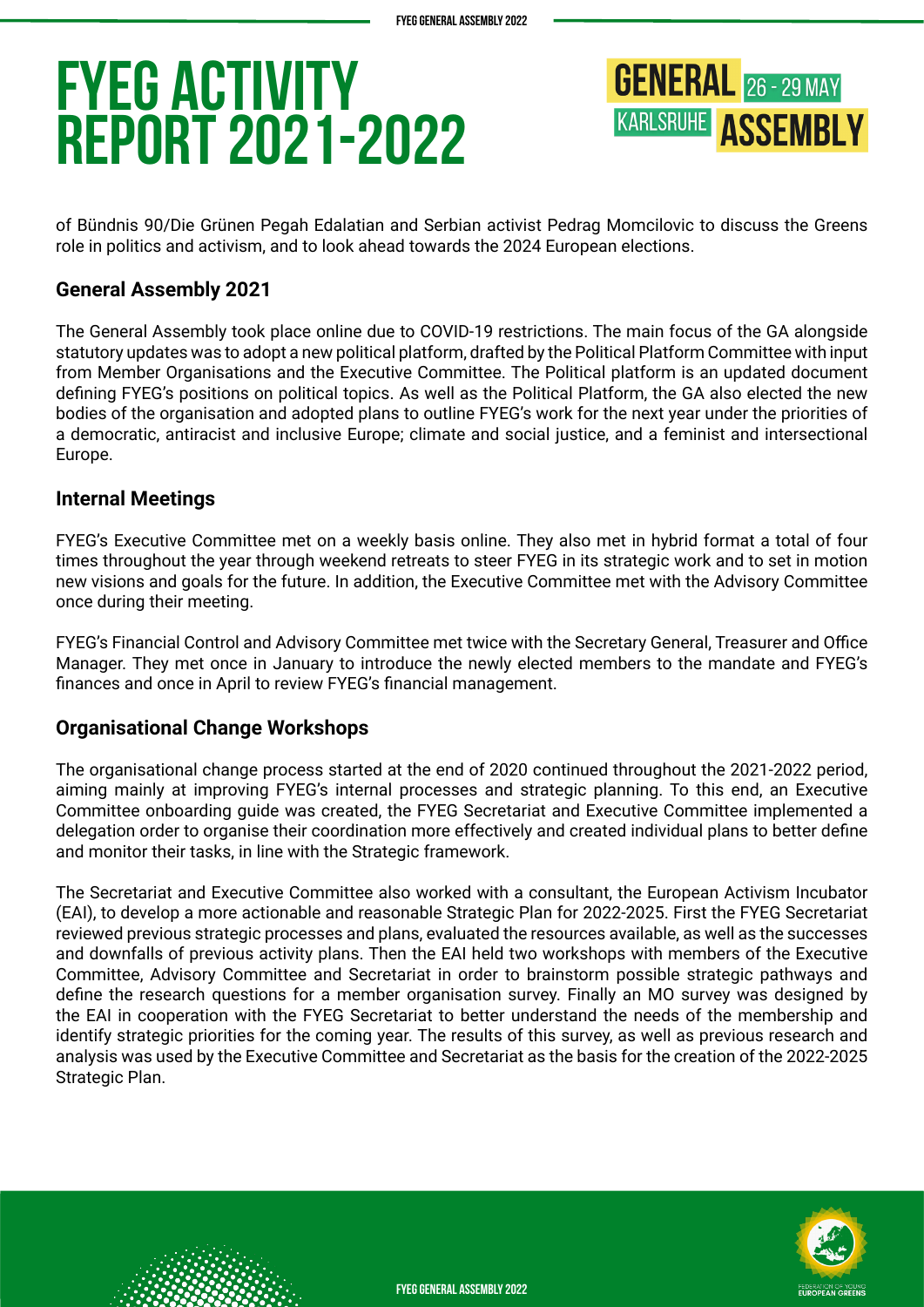of Bündnis 90/Die Grünen Pegah Edalatian and Serbian activist Pedrag Momcilovic to discuss the Greens role in politics and activism, and to look ahead towards the 2024 European elections.

### General Assembly 2021

The General Assembly took place online due to COVID-19 restrictions. The main focus of the GA alongside statutory updates was to adopt a new political platform, drafted by the Political Platform Committee with input from Member Organisations and the Executive Committee. The Political platform is an updated document defining FYEG's positions on political topics. As well as the Political Platform, the GA also elected the new bodies of the organisation and adopted plans to outline FYEG's work for the next year under the priorities of a democratic, antiracist and inclusive Europe; climate and social justice, and a feminist and intersectional Europe.

### Internal Meetings

FYEG's Executive Committee met on a weekly basis online. They also met in hybrid format a total of four times throughout the year through weekend retreats to steer FYEG in its strategic work and to set in motion new visions and goals for the future. In addition, the Executive Committee met with the Advisory Committee once during their meeting.

FYEG's Financial Control and Advisory Committee met twice with the Secretary General, Treasurer and Office Manager. They met once in January to introduce the newly elected members to the mandate and FYEG's finances and once in April to review FYEG's financial management.

### Organisational Change Workshops

The organisational change process started at the end of 2020 continued throughout the 2021-2022 period, aiming mainly at improving FYEG's internal processes and strategic planning. To this end, an Executive Committee onboarding guide was created, the FYEG Secretariat and Executive Committee implemented a delegation order to organise their coordination more effectively and created individual plans to better define and monitor their tasks, in line with the Strategic framework.

The Secretariat and Executive Committee also worked with a consultant, the European Activism Incubator (EAI), to develop a more actionable and reasonable Strategic Plan for 2022-2025. First the FYEG Secretariat reviewed previous strategic processes and plans, evaluated the resources available, as well as the successes and downfalls of previous activity plans. Then the EAI held two workshops with members of the Executive Committee, Advisory Committee and Secretariat in order to brainstorm possible strategic pathways and define the research questions for a member organisation survey. Finally an MO survey was designed by the EAI in cooperation with the FYEG Secretariat to better understand the needs of the membership and identify strategic priorities for the coming year. The results of this survey, as well as previous research and analysis was used by the Executive Committee and Secretariat as the basis for the creation of the 2022-2025 Strategic Plan.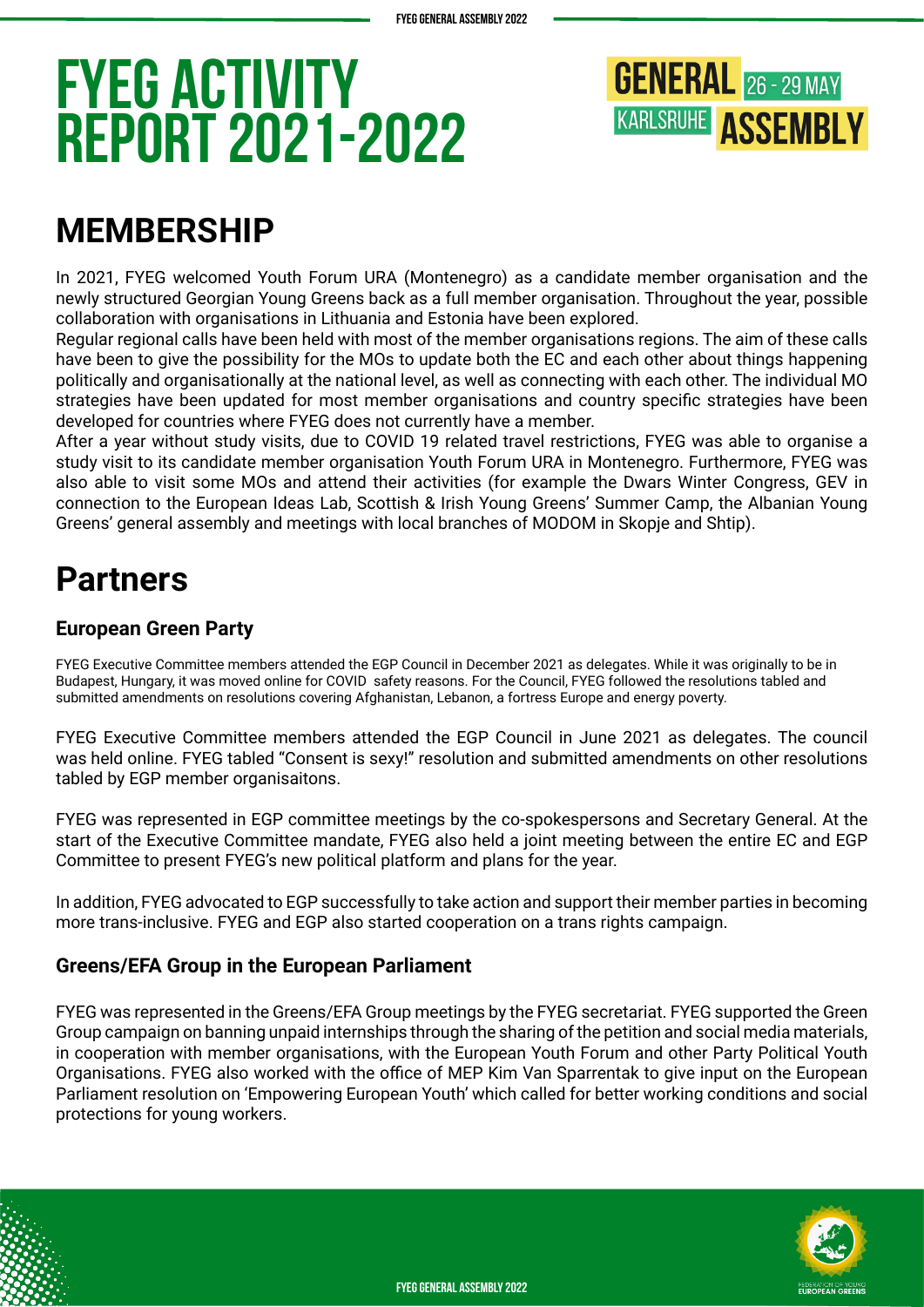# FYEG ACTIVITY REPORT 2021-2022

GENERAL 26 - 29 MAY KARLSRUHE ASSEMBLY

## MEMBERSHIP

In 2021, FYEG welcomed Youth Forum URA (Montenegro) as a candidate member organisation and the newly structured Georgian Young Greens back as a full member organisation. Throughout the year, possible collaboration with organisations in Lithuania and Estonia have been explored.
Regular regional calls have been held with most of the member organisations regions. The aim of these calls have been to give the possibility for the MOs to update both the EC and each other about things happening politically and organisationally at the national level, as well as connecting with each other. The individual MO strategies have been updated for most member organisations and country specific strategies have been developed for countries where FYEG does not currently have a member.
After a year without study visits, due to COVID 19 related travel restrictions, FYEG was able to organise a study visit to its candidate member organisation Youth Forum URA in Montenegro. Furthermore, FYEG was also able to visit some MOs and attend their activities (for example the Dwars Winter Congress, GEV in connection to the European Ideas Lab, Scottish & Irish Young Greens' Summer Camp, the Albanian Young Greens' general assembly and meetings with local branches of MODOM in Skopje and Shtip).

## Partners

### European Green Party

FYEG Executive Committee members attended the EGP Council in December 2021 as delegates. While it was originally to be in Budapest, Hungary, it was moved online for COVID safety reasons. For the Council, FYEG followed the resolutions tabled and submitted amendments on resolutions covering Afghanistan, Lebanon, a fortress Europe and energy poverty.

FYEG Executive Committee members attended the EGP Council in June 2021 as delegates. The council was held online. FYEG tabled "Consent is sexy!" resolution and submitted amendments on other resolutions tabled by EGP member organisaitons.

FYEG was represented in EGP committee meetings by the co-spokespersons and Secretary General. At the start of the Executive Committee mandate, FYEG also held a joint meeting between the entire EC and EGP Committee to present FYEG's new political platform and plans for the year.

In addition, FYEG advocated to EGP successfully to take action and support their member parties in becoming more trans-inclusive. FYEG and EGP also started cooperation on a trans rights campaign.

### Greens/EFA Group in the European Parliament

FYEG was represented in the Greens/EFA Group meetings by the FYEG secretariat. FYEG supported the Green Group campaign on banning unpaid internships through the sharing of the petition and social media materials, in cooperation with member organisations, with the European Youth Forum and other Party Political Youth Organisations. FYEG also worked with the office of MEP Kim Van Sparrentak to give input on the European Parliament resolution on 'Empowering European Youth' which called for better working conditions and social protections for young workers.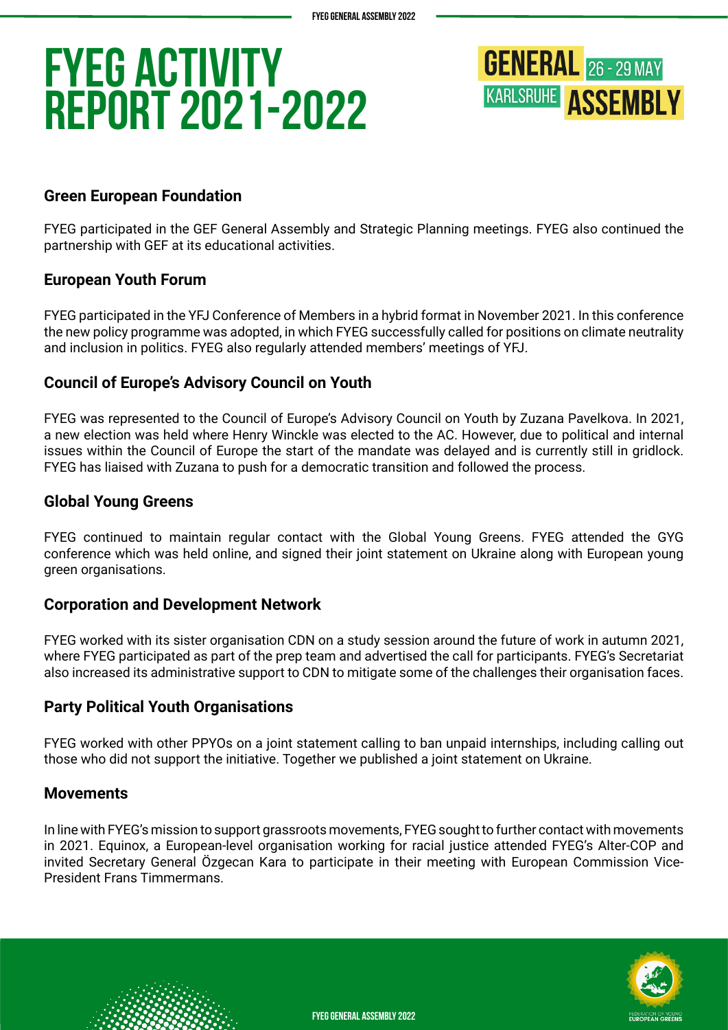# FYEG ACTIVITY REPORT 2021-2022

### Green European Foundation

FYEG participated in the GEF General Assembly and Strategic Planning meetings. FYEG also continued the partnership with GEF at its educational activities.

### European Youth Forum

FYEG participated in the YFJ Conference of Members in a hybrid format in November 2021. In this conference the new policy programme was adopted, in which FYEG successfully called for positions on climate neutrality and inclusion in politics. FYEG also regularly attended members' meetings of YFJ.

### Council of Europe's Advisory Council on Youth

FYEG was represented to the Council of Europe's Advisory Council on Youth by Zuzana Pavelkova. In 2021, a new election was held where Henry Winckle was elected to the AC. However, due to political and internal issues within the Council of Europe the start of the mandate was delayed and is currently still in gridlock. FYEG has liaised with Zuzana to push for a democratic transition and followed the process.

### Global Young Greens

FYEG continued to maintain regular contact with the Global Young Greens. FYEG attended the GYG conference which was held online, and signed their joint statement on Ukraine along with European young green organisations.

### Corporation and Development Network

FYEG worked with its sister organisation CDN on a study session around the future of work in autumn 2021, where FYEG participated as part of the prep team and advertised the call for participants. FYEG's Secretariat also increased its administrative support to CDN to mitigate some of the challenges their organisation faces.

### Party Political Youth Organisations

FYEG worked with other PPYOs on a joint statement calling to ban unpaid internships, including calling out those who did not support the initiative. Together we published a joint statement on Ukraine.

### Movements

In line with FYEG's mission to support grassroots movements, FYEG sought to further contact with movements in 2021. Equinox, a European-level organisation working for racial justice attended FYEG's Alter-COP and invited Secretary General Özgecan Kara to participate in their meeting with European Commission Vice-President Frans Timmermans.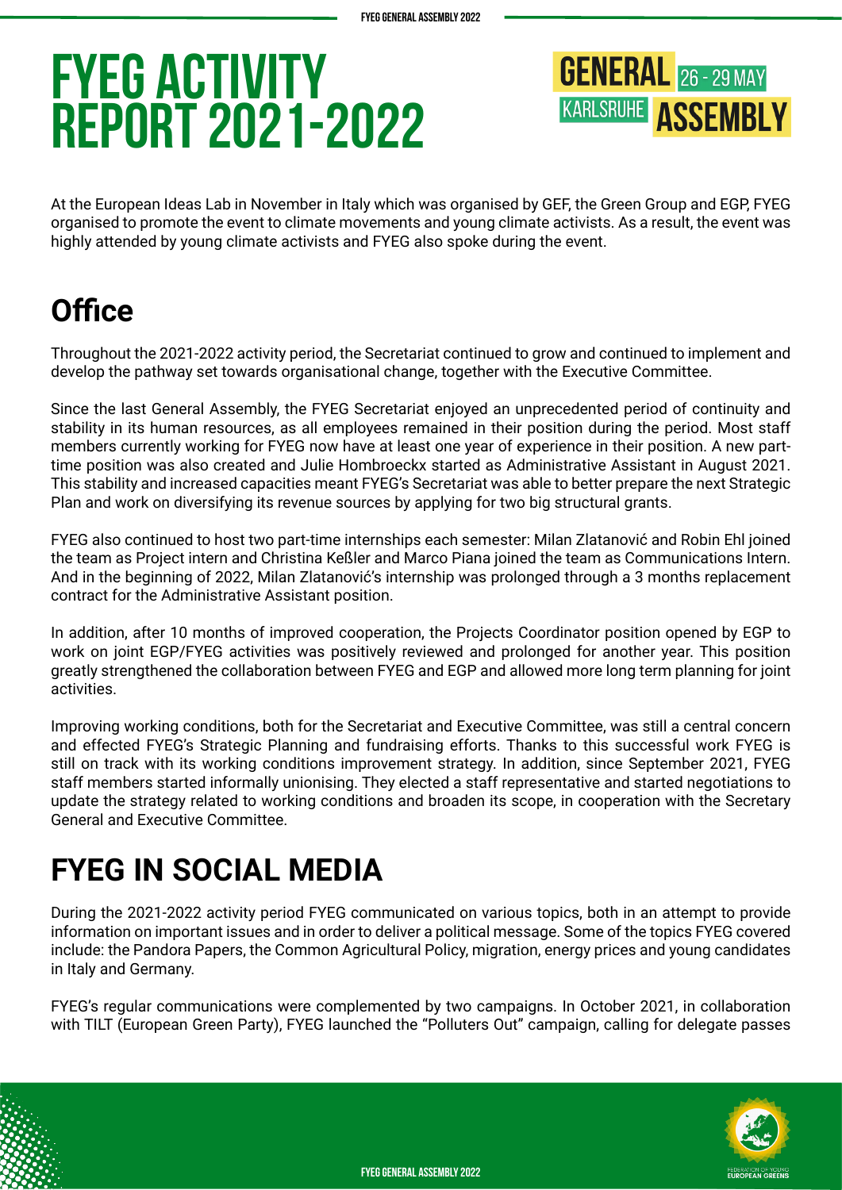# FYEG ACTIVITY REPORT 2021-2022

At the European Ideas Lab in November in Italy which was organised by GEF, the Green Group and EGP, FYEG organised to promote the event to climate movements and young climate activists. As a result, the event was highly attended by young climate activists and FYEG also spoke during the event.

## Office

Throughout the 2021-2022 activity period, the Secretariat continued to grow and continued to implement and develop the pathway set towards organisational change, together with the Executive Committee.

Since the last General Assembly, the FYEG Secretariat enjoyed an unprecedented period of continuity and stability in its human resources, as all employees remained in their position during the period. Most staff members currently working for FYEG now have at least one year of experience in their position. A new part-time position was also created and Julie Hombroeckx started as Administrative Assistant in August 2021. This stability and increased capacities meant FYEG's Secretariat was able to better prepare the next Strategic Plan and work on diversifying its revenue sources by applying for two big structural grants.

FYEG also continued to host two part-time internships each semester: Milan Zlatanović and Robin Ehl joined the team as Project intern and Christina Keßler and Marco Piana joined the team as Communications Intern. And in the beginning of 2022, Milan Zlatanović's internship was prolonged through a 3 months replacement contract for the Administrative Assistant position.

In addition, after 10 months of improved cooperation, the Projects Coordinator position opened by EGP to work on joint EGP/FYEG activities was positively reviewed and prolonged for another year. This position greatly strengthened the collaboration between FYEG and EGP and allowed more long term planning for joint activities.

Improving working conditions, both for the Secretariat and Executive Committee, was still a central concern and effected FYEG's Strategic Planning and fundraising efforts. Thanks to this successful work FYEG is still on track with its working conditions improvement strategy. In addition, since September 2021, FYEG staff members started informally unionising. They elected a staff representative and started negotiations to update the strategy related to working conditions and broaden its scope, in cooperation with the Secretary General and Executive Committee.

## FYEG IN SOCIAL MEDIA

During the 2021-2022 activity period FYEG communicated on various topics, both in an attempt to provide information on important issues and in order to deliver a political message. Some of the topics FYEG covered include: the Pandora Papers, the Common Agricultural Policy, migration, energy prices and young candidates in Italy and Germany.

FYEG's regular communications were complemented by two campaigns. In October 2021, in collaboration with TILT (European Green Party), FYEG launched the "Polluters Out" campaign, calling for delegate passes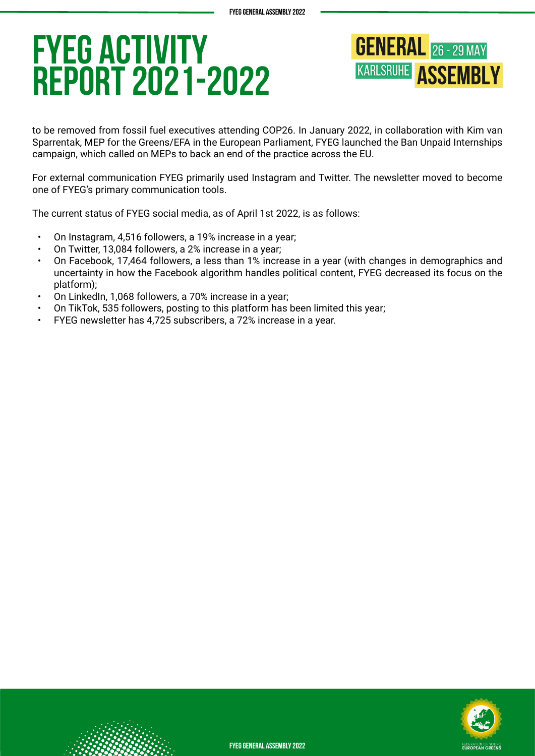# FYEG ACTIVITY REPORT 2021-2022

to be removed from fossil fuel executives attending COP26. In January 2022, in collaboration with Kim van Sparrentak, MEP for the Greens/EFA in the European Parliament, FYEG launched the Ban Unpaid Internships campaign, which called on MEPs to back an end of the practice across the EU.

For external communication FYEG primarily used Instagram and Twitter. The newsletter moved to become one of FYEG's primary communication tools.

The current status of FYEG social media, as of April 1st 2022, is as follows:

- On Instagram, 4,516 followers, a 19% increase in a year;
- On Twitter, 13,084 followers, a 2% increase in a year;
- On Facebook, 17,464 followers, a less than 1% increase in a year (with changes in demographics and uncertainty in how the Facebook algorithm handles political content, FYEG decreased its focus on the platform);
- On LinkedIn, 1,068 followers, a 70% increase in a year;
- On TikTok, 535 followers, posting to this platform has been limited this year;
- FYEG newsletter has 4,725 subscribers, a 72% increase in a year.